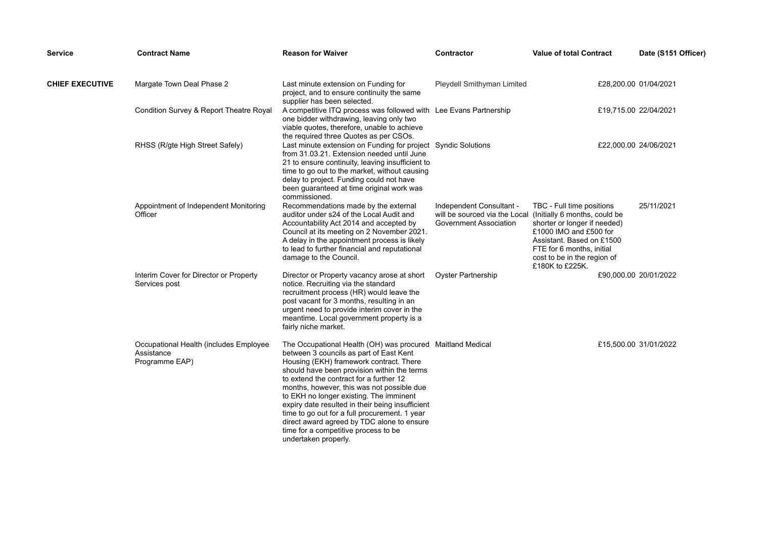| Service | Contract Name | Reason for Waiver | Contractor | Value of total Contract | Date (S151 Officer) |
| --- | --- | --- | --- | --- | --- |
| **CHIEF EXECUTIVE** | Margate Town Deal Phase 2 | Last minute extension on Funding for project, and to ensure continuity the same supplier has been selected. | Pleydell Smithyman Limited | £28,200.00 | 01/04/2021 |
| | Condition Survey & Report Theatre Royal | A competitive ITQ process was followed with one bidder withdrawing, leaving only two viable quotes, therefore, unable to achieve the required three Quotes as per CSOs. | Lee Evans Partnership | £19,715.00 | 22/04/2021 |
| | RHSS (R/gte High Street Safely) | Last minute extension on Funding for project from 31.03.21. Extension needed until June 21 to ensure continuity, leaving insufficient to time to go out to the market, without causing delay to project. Funding could not have been guaranteed at time original work was commissioned. | Syndic Solutions | £22,000.00 | 24/06/2021 |
| | Appointment of Independent Monitoring Officer | Recommendations made by the external auditor under s24 of the Local Audit and Accountability Act 2014 and accepted by Council at its meeting on 2 November 2021. A delay in the appointment process is likely to lead to further financial and reputational damage to the Council. | Independent Consultant - will be sourced via the Local Government Association | TBC - Full time positions (Initially 6 months, could be shorter or longer if needed) £1000 IMO and £500 for Assistant. Based on £1500 FTE for 6 months, initial cost to be in the region of £180K to £225K. | 25/11/2021 |
| | Interim Cover for Director or Property Services post | Director or Property vacancy arose at short notice. Recruiting via the standard recruitment process (HR) would leave the post vacant for 3 months, resulting in an urgent need to provide interim cover in the meantime. Local government property is a fairly niche market. | Oyster Partnership | £90,000.00 | 20/01/2022 |
| | Occupational Health (includes Employee Assistance Programme EAP) | The Occupational Health (OH) was procured between 3 councils as part of East Kent Housing (EKH) framework contract. There should have been provision within the terms to extend the contract for a further 12 months, however, this was not possible due to EKH no longer existing. The imminent expiry date resulted in their being insufficient time to go out for a full procurement. 1 year direct award agreed by TDC alone to ensure time for a competitive process to be undertaken properly. | Maitland Medical | £15,500.00 | 31/01/2022 |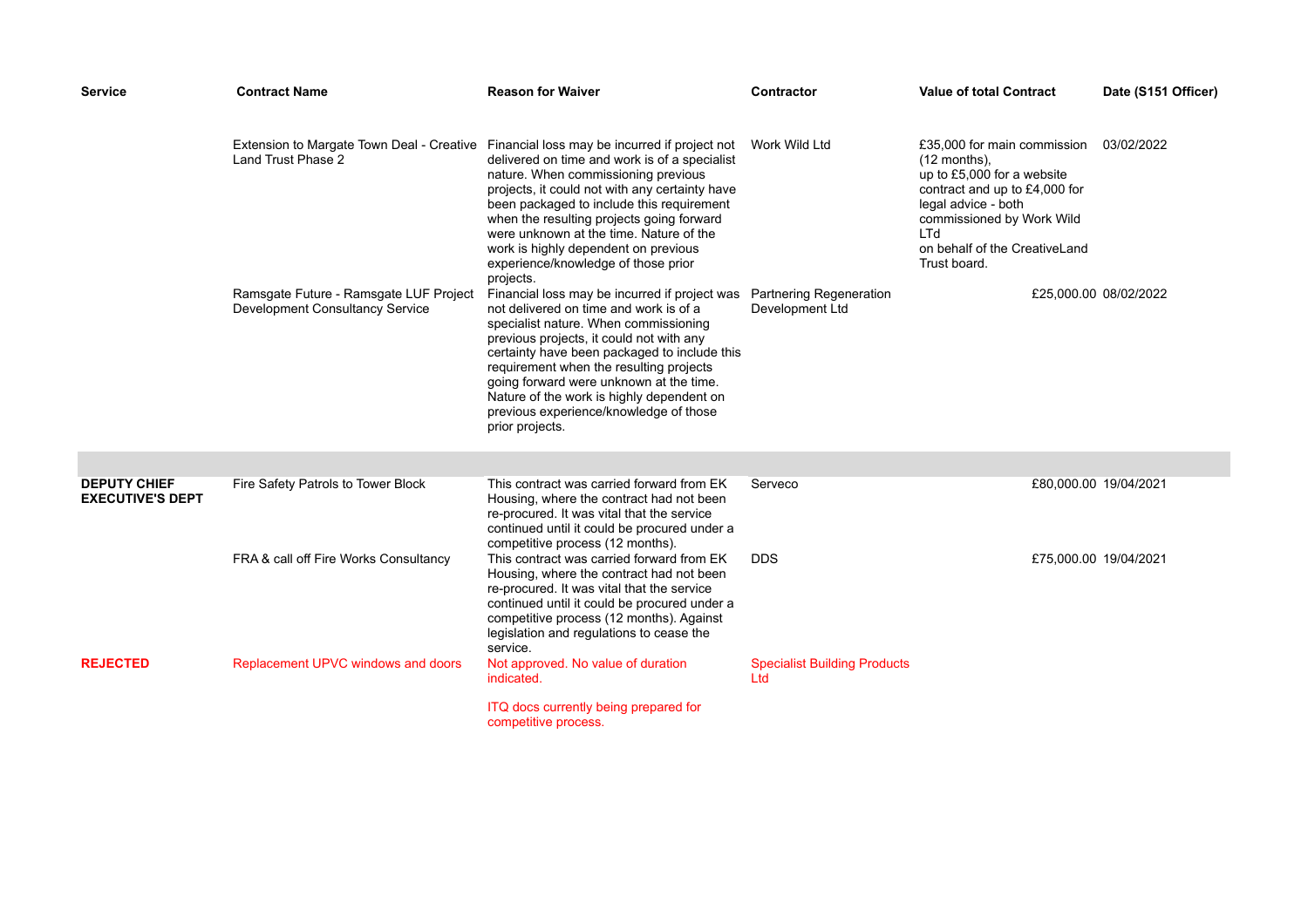| Service | Contract Name | Reason for Waiver | Contractor | Value of total Contract | Date (S151 Officer) |
|---|---|---|---|---|---|
| | Extension to Margate Town Deal - Creative Land Trust Phase 2 | Financial loss may be incurred if project not delivered on time and work is of a specialist nature. When commissioning previous projects, it could not with any certainty have been packaged to include this requirement when the resulting projects going forward were unknown at the time. Nature of the work is highly dependent on previous experience/knowledge of those prior projects. | Work Wild Ltd | £35,000 for main commission (12 months), up to £5,000 for a website contract and up to £4,000 for legal advice - both commissioned by Work Wild LTd on behalf of the CreativeLand Trust board. | 03/02/2022 |
| | Ramsgate Future - Ramsgate LUF Project Development Consultancy Service | Financial loss may be incurred if project was not delivered on time and work is of a specialist nature. When commissioning previous projects, it could not with any certainty have been packaged to include this requirement when the resulting projects going forward were unknown at the time. Nature of the work is highly dependent on previous experience/knowledge of those prior projects. | Partnering Regeneration Development Ltd | £25,000.00 | 08/02/2022 |
| | | | | | |
| **DEPUTY CHIEF EXECUTIVE'S DEPT** | Fire Safety Patrols to Tower Block | This contract was carried forward from EK Housing, where the contract had not been re-procured. It was vital that the service continued until it could be procured under a competitive process (12 months). | Serveco | £80,000.00 | 19/04/2021 |
| | FRA & call off Fire Works Consultancy | This contract was carried forward from EK Housing, where the contract had not been re-procured. It was vital that the service continued until it could be procured under a competitive process (12 months). Against legislation and regulations to cease the service. | DDS | £75,000.00 | 19/04/2021 |
| **REJECTED** | Replacement UPVC windows and doors | Not approved. No value of duration indicated.<br><br>ITQ docs currently being prepared for competitive process. | Specialist Building Products Ltd | | |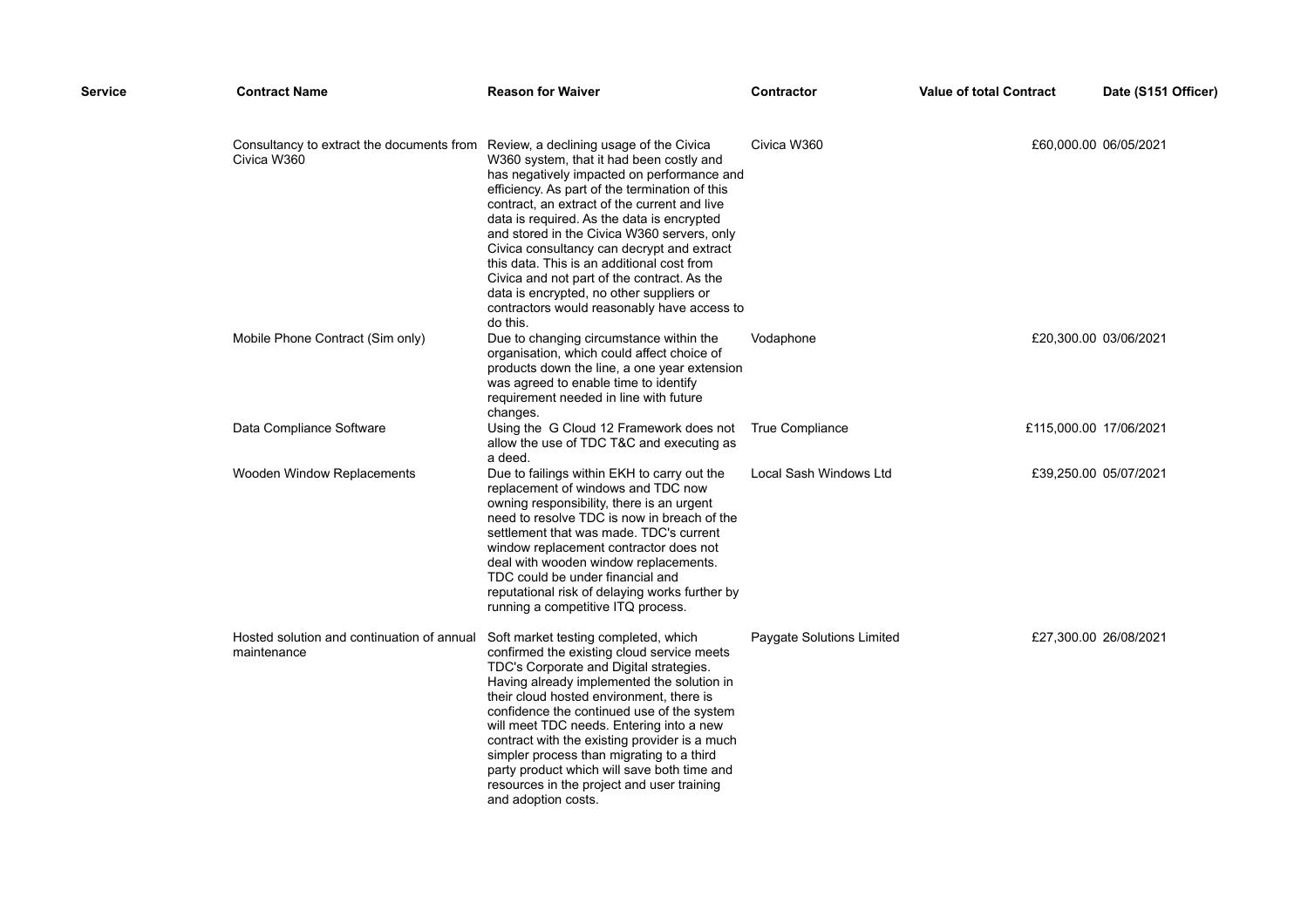| Service | Contract Name | Reason for Waiver | Contractor | Value of total Contract | Date (S151 Officer) |
|---|---|---|---|---|---|
| | Consultancy to extract the documents from Civica W360 | Review, a declining usage of the Civica W360 system, that it had been costly and has negatively impacted on performance and efficiency. As part of the termination of this contract, an extract of the current and live data is required. As the data is encrypted and stored in the Civica W360 servers, only Civica consultancy can decrypt and extract this data. This is an additional cost from Civica and not part of the contract. As the data is encrypted, no other suppliers or contractors would reasonably have access to do this. | Civica W360 | £60,000.00 | 06/05/2021 |
| | Mobile Phone Contract (Sim only) | Due to changing circumstance within the organisation, which could affect choice of products down the line, a one year extension was agreed to enable time to identify requirement needed in line with future changes. | Vodaphone | £20,300.00 | 03/06/2021 |
| | Data Compliance Software | Using the G Cloud 12 Framework does not allow the use of TDC T&C and executing as a deed. | True Compliance | £115,000.00 | 17/06/2021 |
| | Wooden Window Replacements | Due to failings within EKH to carry out the replacement of windows and TDC now owning responsibility, there is an urgent need to resolve TDC is now in breach of the settlement that was made. TDC's current window replacement contractor does not deal with wooden window replacements. TDC could be under financial and reputational risk of delaying works further by running a competitive ITQ process. | Local Sash Windows Ltd | £39,250.00 | 05/07/2021 |
| | Hosted solution and continuation of annual maintenance | Soft market testing completed, which confirmed the existing cloud service meets TDC's Corporate and Digital strategies. Having already implemented the solution in their cloud hosted environment, there is confidence the continued use of the system will meet TDC needs. Entering into a new contract with the existing provider is a much simpler process than migrating to a third party product which will save both time and resources in the project and user training and adoption costs. | Paygate Solutions Limited | £27,300.00 | 26/08/2021 |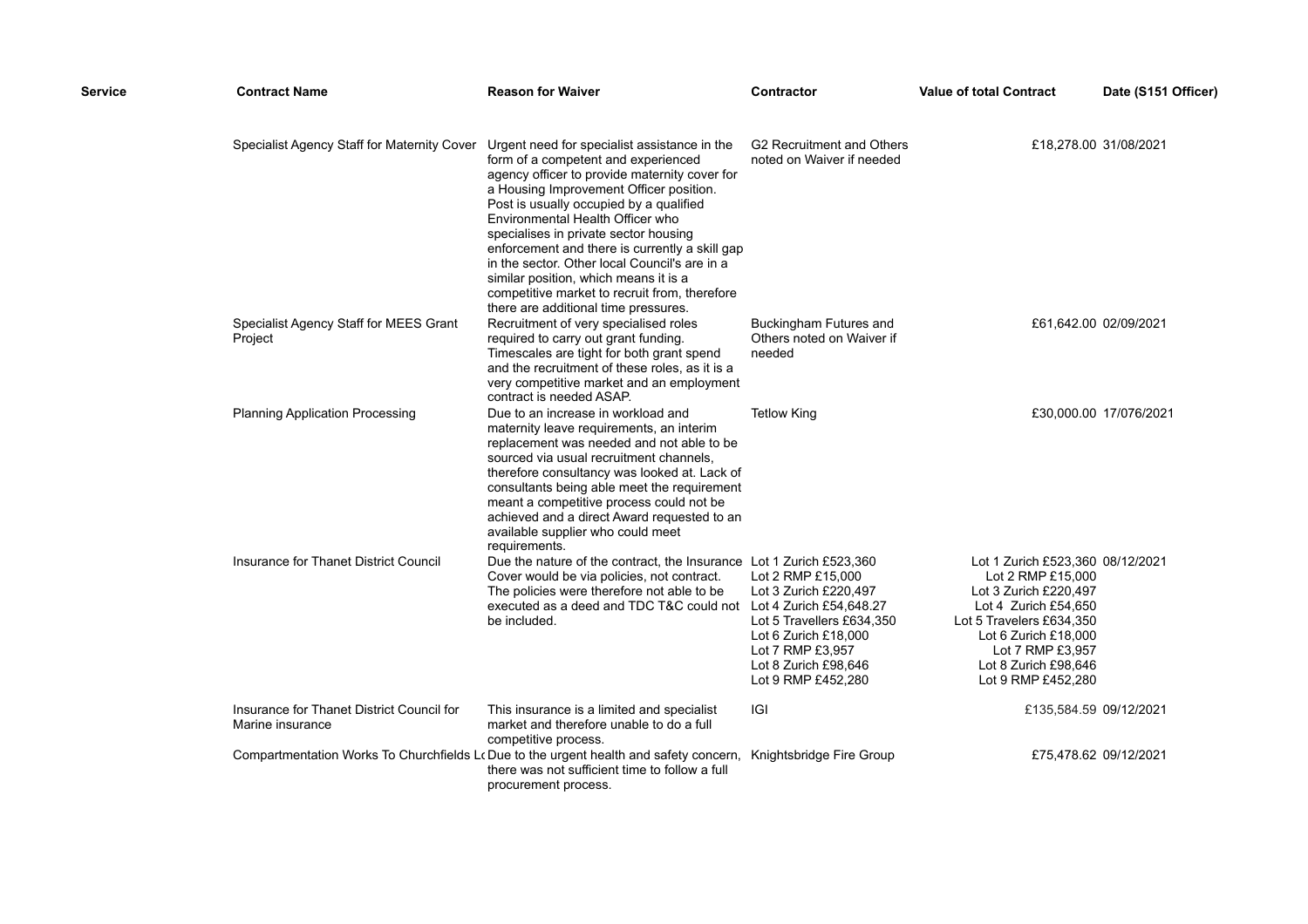| Service | Contract Name | Reason for Waiver | Contractor | Value of total Contract | Date (S151 Officer) |
|---|---|---|---|---|---|
| | Specialist Agency Staff for Maternity Cover | Urgent need for specialist assistance in the form of a competent and experienced agency officer to provide maternity cover for a Housing Improvement Officer position. Post is usually occupied by a qualified Environmental Health Officer who specialises in private sector housing enforcement and there is currently a skill gap in the sector. Other local Council's are in a similar position, which means it is a competitive market to recruit from, therefore there are additional time pressures. | G2 Recruitment and Others noted on Waiver if needed | £18,278.00 | 31/08/2021 |
| | Specialist Agency Staff for MEES Grant Project | Recruitment of very specialised roles required to carry out grant funding. Timescales are tight for both grant spend and the recruitment of these roles, as it is a very competitive market and an employment contract is needed ASAP. | Buckingham Futures and Others noted on Waiver if needed | £61,642.00 | 02/09/2021 |
| | Planning Application Processing | Due to an increase in workload and maternity leave requirements, an interim replacement was needed and not able to be sourced via usual recruitment channels, therefore consultancy was looked at. Lack of consultants being able meet the requirement meant a competitive process could not be achieved and a direct Award requested to an available supplier who could meet requirements. | Tetlow King | £30,000.00 | 17/076/2021 |
| | Insurance for Thanet District Council | Due the nature of the contract, the Insurance Cover would be via policies, not contract. The policies were therefore not able to be executed as a deed and TDC T&C could not be included. | Lot 1 Zurich £523,360<br>Lot 2 RMP £15,000<br>Lot 3 Zurich £220,497<br>Lot 4 Zurich £54,648.27<br>Lot 5 Travellers £634,350<br>Lot 6 Zurich £18,000<br>Lot 7 RMP £3,957<br>Lot 8 Zurich £98,646<br>Lot 9 RMP £452,280 | Lot 1 Zurich £523,360<br>Lot 2 RMP £15,000<br>Lot 3 Zurich £220,497<br>Lot 4 Zurich £54,650<br>Lot 5 Travelers £634,350<br>Lot 6 Zurich £18,000<br>Lot 7 RMP £3,957<br>Lot 8 Zurich £98,646<br>Lot 9 RMP £452,280 | 08/12/2021 |
| | Insurance for Thanet District Council for Marine insurance | This insurance is a limited and specialist market and therefore unable to do a full competitive process. | IGI | £135,584.59 | 09/12/2021 |
| | Compartmentation Works To Churchfields Lo | Due to the urgent health and safety concern, there was not sufficient time to follow a full procurement process. | Knightsbridge Fire Group | £75,478.62 | 09/12/2021 |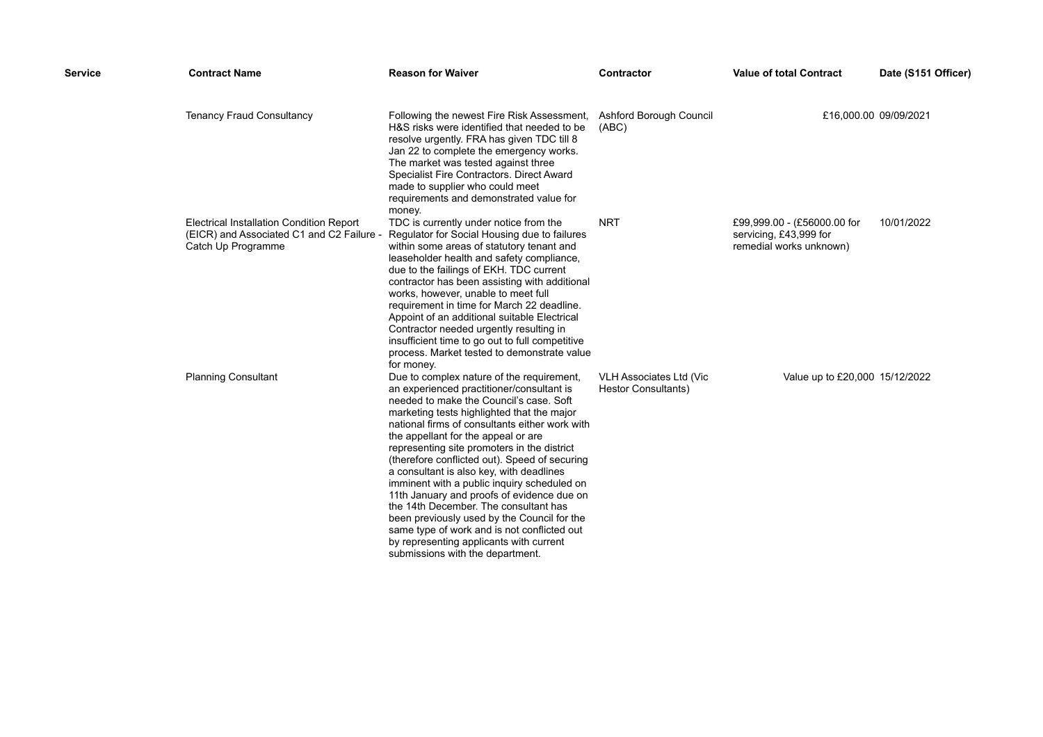| Service | Contract Name | Reason for Waiver | Contractor | Value of total Contract | Date (S151 Officer) |
|---|---|---|---|---|---|
| | Tenancy Fraud Consultancy | Following the newest Fire Risk Assessment, H&S risks were identified that needed to be resolve urgently. FRA has given TDC till 8 Jan 22 to complete the emergency works. The market was tested against three Specialist Fire Contractors. Direct Award made to supplier who could meet requirements and demonstrated value for money. | Ashford Borough Council (ABC) | £16,000.00 | 09/09/2021 |
| | Electrical Installation Condition Report (EICR) and Associated C1 and C2 Failure - Catch Up Programme | TDC is currently under notice from the Regulator for Social Housing due to failures within some areas of statutory tenant and leaseholder health and safety compliance, due to the failings of EKH. TDC current contractor has been assisting with additional works, however, unable to meet full requirement in time for March 22 deadline. Appoint of an additional suitable Electrical Contractor needed urgently resulting in insufficient time to go out to full competitive process. Market tested to demonstrate value for money. | NRT | £99,999.00 - (£56000.00 for servicing, £43,999 for remedial works unknown) | 10/01/2022 |
| | Planning Consultant | Due to complex nature of the requirement, an experienced practitioner/consultant is needed to make the Council's case. Soft marketing tests highlighted that the major national firms of consultants either work with the appellant for the appeal or are representing site promoters in the district (therefore conflicted out). Speed of securing a consultant is also key, with deadlines imminent with a public inquiry scheduled on 11th January and proofs of evidence due on the 14th December. The consultant has been previously used by the Council for the same type of work and is not conflicted out by representing applicants with current submissions with the department. | VLH Associates Ltd (Vic Hestor Consultants) | Value up to £20,000 | 15/12/2022 |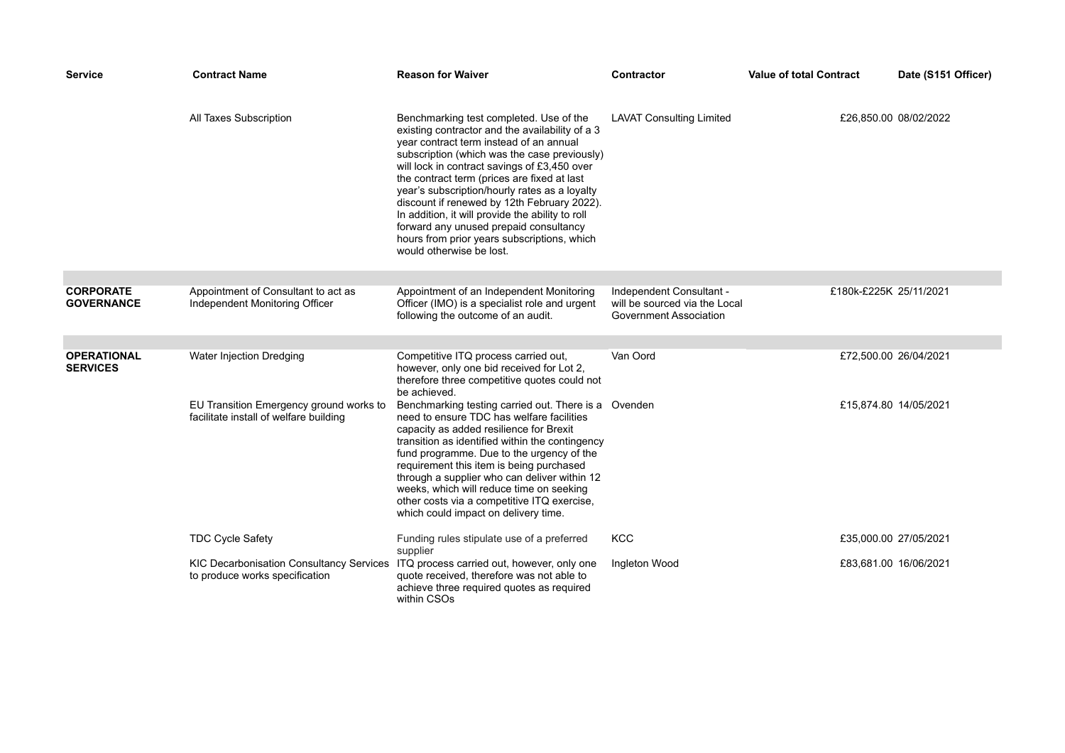| Service | Contract Name | Reason for Waiver | Contractor | Value of total Contract | Date (S151 Officer) |
|---|---|---|---|---|---|
| | All Taxes Subscription | Benchmarking test completed. Use of the existing contractor and the availability of a 3 year contract term instead of an annual subscription (which was the case previously) will lock in contract savings of £3,450 over the contract term (prices are fixed at last year's subscription/hourly rates as a loyalty discount if renewed by 12th February 2022). In addition, it will provide the ability to roll forward any unused prepaid consultancy hours from prior years subscriptions, which would otherwise be lost. | LAVAT Consulting Limited | £26,850.00 | 08/02/2022 |
| **CORPORATE GOVERNANCE** | Appointment of Consultant to act as Independent Monitoring Officer | Appointment of an Independent Monitoring Officer (IMO) is a specialist role and urgent following the outcome of an audit. | Independent Consultant - will be sourced via the Local Government Association | £180k-£225K | 25/11/2021 |
| **OPERATIONAL SERVICES** | Water Injection Dredging | Competitive ITQ process carried out, however, only one bid received for Lot 2, therefore three competitive quotes could not be achieved. | Van Oord | £72,500.00 | 26/04/2021 |
| | EU Transition Emergency ground works to facilitate install of welfare building | Benchmarking testing carried out. There is a need to ensure TDC has welfare facilities capacity as added resilience for Brexit transition as identified within the contingency fund programme. Due to the urgency of the requirement this item is being purchased through a supplier who can deliver within 12 weeks, which will reduce time on seeking other costs via a competitive ITQ exercise, which could impact on delivery time. | Ovenden | £15,874.80 | 14/05/2021 |
| | TDC Cycle Safety | Funding rules stipulate use of a preferred supplier | KCC | £35,000.00 | 27/05/2021 |
| | KIC Decarbonisation Consultancy Services to produce works specification | ITQ process carried out, however, only one quote received, therefore was not able to achieve three required quotes as required within CSOs | Ingleton Wood | £83,681.00 | 16/06/2021 |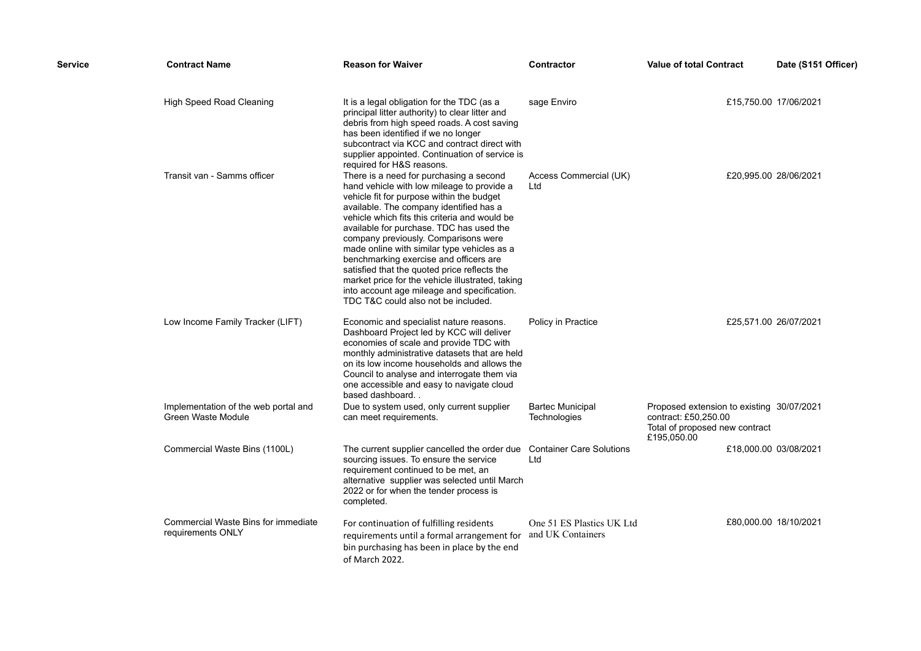| Service | Contract Name | Reason for Waiver | Contractor | Value of total Contract | Date (S151 Officer) |
|---|---|---|---|---|---|
| | High Speed Road Cleaning | It is a legal obligation for the TDC (as a principal litter authority) to clear litter and debris from high speed roads. A cost saving has been identified if we no longer subcontract via KCC and contract direct with supplier appointed. Continuation of service is required for H&S reasons. | sage Enviro | £15,750.00 | 17/06/2021 |
| | Transit van - Samms officer | There is a need for purchasing a second hand vehicle with low mileage to provide a vehicle fit for purpose within the budget available. The company identified has a vehicle which fits this criteria and would be available for purchase. TDC has used the company previously. Comparisons were made online with similar type vehicles as a benchmarking exercise and officers are satisfied that the quoted price reflects the market price for the vehicle illustrated, taking into account age mileage and specification. TDC T&C could also not be included. | Access Commercial (UK) Ltd | £20,995.00 | 28/06/2021 |
| | Low Income Family Tracker (LIFT) | Economic and specialist nature reasons. Dashboard Project led by KCC will deliver economies of scale and provide TDC with monthly administrative datasets that are held on its low income households and allows the Council to analyse and interrogate them via one accessible and easy to navigate cloud based dashboard. . | Policy in Practice | £25,571.00 | 26/07/2021 |
| | Implementation of the web portal and Green Waste Module | Due to system used, only current supplier can meet requirements. | Bartec Municipal Technologies | Proposed extension to existing contract: £50,250.00 Total of proposed new contract £195,050.00 | 30/07/2021 |
| | Commercial Waste Bins (1100L) | The current supplier cancelled the order due sourcing issues. To ensure the service requirement continued to be met, an alternative supplier was selected until March 2022 or for when the tender process is completed. | Container Care Solutions Ltd | £18,000.00 | 03/08/2021 |
| | Commercial Waste Bins for immediate requirements ONLY | For continuation of fulfilling residents requirements until a formal arrangement for bin purchasing has been in place by the end of March 2022. | One 51 ES Plastics UK Ltd and UK Containers | £80,000.00 | 18/10/2021 |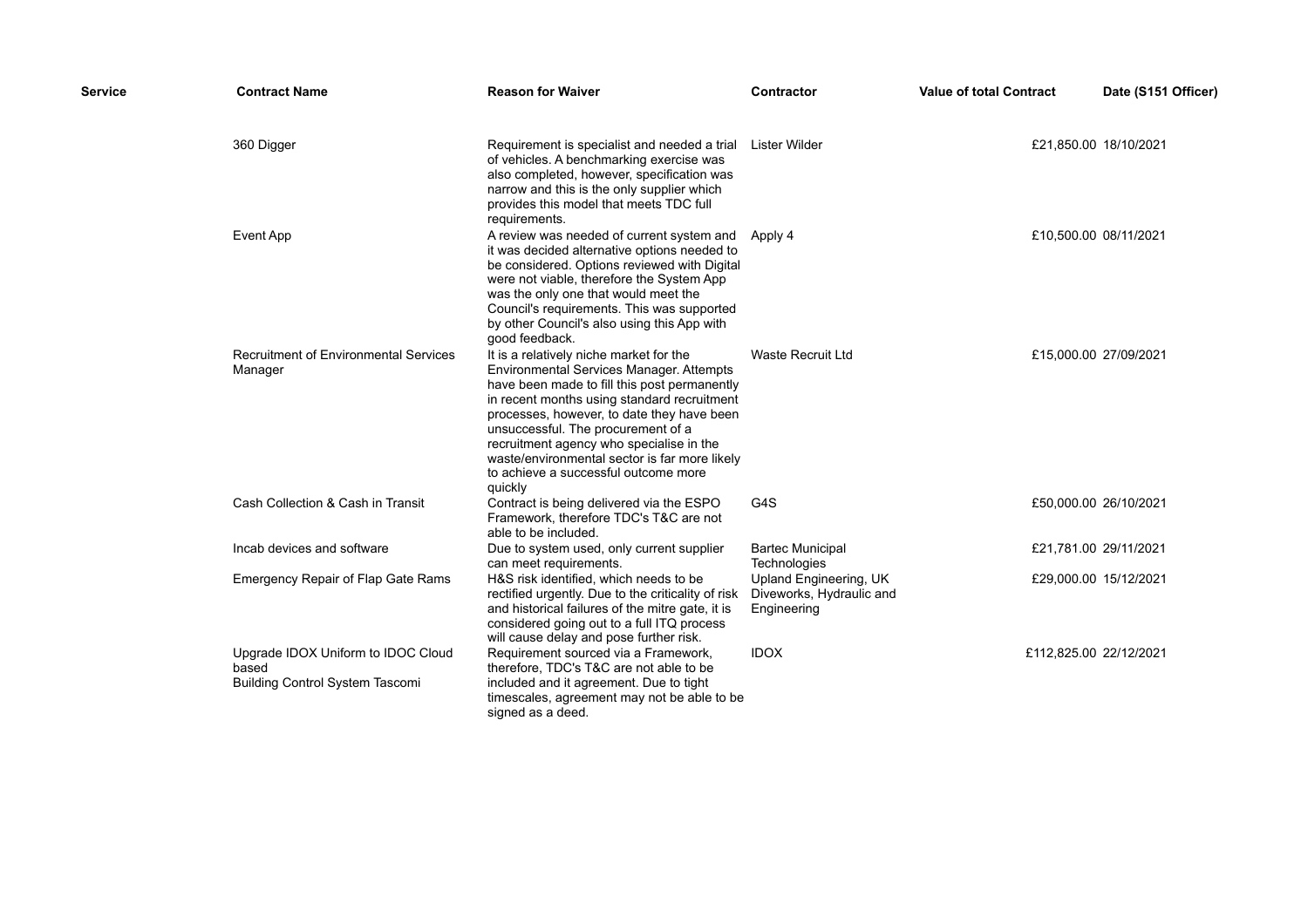| Service | Contract Name | Reason for Waiver | Contractor | Value of total Contract | Date (S151 Officer) |
|---|---|---|---|---|---|
| | 360 Digger | Requirement is specialist and needed a trial of vehicles. A benchmarking exercise was also completed, however, specification was narrow and this is the only supplier which provides this model that meets TDC full requirements. | Lister Wilder | £21,850.00 | 18/10/2021 |
| | Event App | A review was needed of current system and it was decided alternative options needed to be considered. Options reviewed with Digital were not viable, therefore the System App was the only one that would meet the Council's requirements. This was supported by other Council's also using this App with good feedback. | Apply 4 | £10,500.00 | 08/11/2021 |
| | Recruitment of Environmental Services Manager | It is a relatively niche market for the Environmental Services Manager. Attempts have been made to fill this post permanently in recent months using standard recruitment processes, however, to date they have been unsuccessful. The procurement of a recruitment agency who specialise in the waste/environmental sector is far more likely to achieve a successful outcome more quickly | Waste Recruit Ltd | £15,000.00 | 27/09/2021 |
| | Cash Collection & Cash in Transit | Contract is being delivered via the ESPO Framework, therefore TDC's T&C are not able to be included. | G4S | £50,000.00 | 26/10/2021 |
| | Incab devices and software | Due to system used, only current supplier can meet requirements. | Bartec Municipal Technologies | £21,781.00 | 29/11/2021 |
| | Emergency Repair of Flap Gate Rams | H&S risk identified, which needs to be rectified urgently. Due to the criticality of risk and historical failures of the mitre gate, it is considered going out to a full ITQ process will cause delay and pose further risk. | Upland Engineering, UK Diveworks, Hydraulic and Engineering | £29,000.00 | 15/12/2021 |
| | Upgrade IDOX Uniform to IDOC Cloud based Building Control System Tascomi | Requirement sourced via a Framework, therefore, TDC's T&C are not able to be included and it agreement. Due to tight timescales, agreement may not be able to be signed as a deed. | IDOX | £112,825.00 | 22/12/2021 |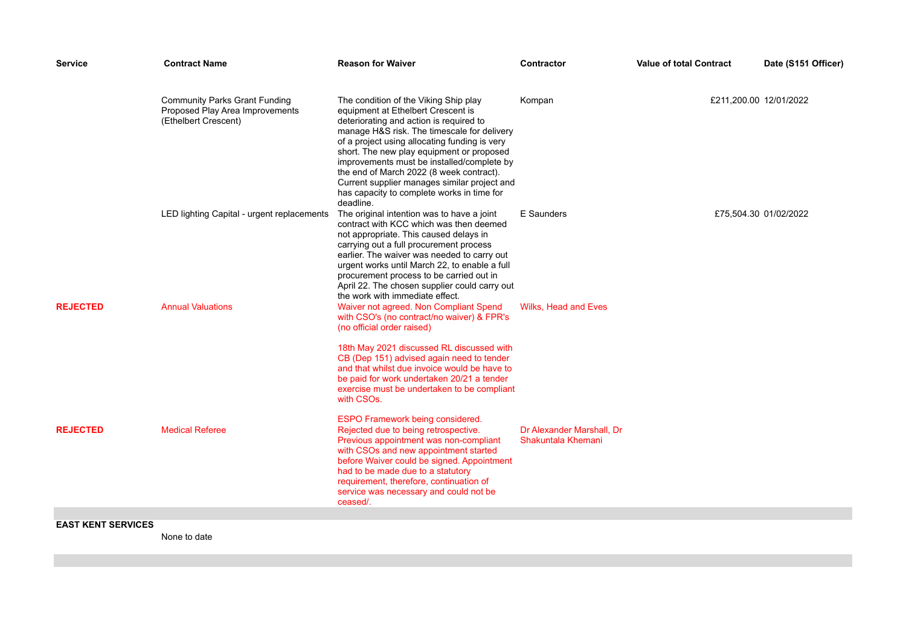| Service | Contract Name | Reason for Waiver | Contractor | Value of total Contract | Date (S151 Officer) |
|---|---|---|---|---|---|
| | Community Parks Grant Funding Proposed Play Area Improvements (Ethelbert Crescent) | The condition of the Viking Ship play equipment at Ethelbert Crescent is deteriorating and action is required to manage H&S risk. The timescale for delivery of a project using allocating funding is very short. The new play equipment or proposed improvements must be installed/complete by the end of March 2022 (8 week contract). Current supplier manages similar project and has capacity to complete works in time for deadline. | Kompan | £211,200.00 | 12/01/2022 |
| | LED lighting Capital - urgent replacements | The original intention was to have a joint contract with KCC which was then deemed not appropriate. This caused delays in carrying out a full procurement process earlier. The waiver was needed to carry out urgent works until March 22, to enable a full procurement process to be carried out in April 22. The chosen supplier could carry out the work with immediate effect. | E Saunders | £75,504.30 | 01/02/2022 |
| **REJECTED** | Annual Valuations | Waiver not agreed. Non Compliant Spend with CSO's (no contract/no waiver) & FPR's (no official order raised)<br><br>18th May 2021 discussed RL discussed with CB (Dep 151) advised again need to tender and that whilst due invoice would be have to be paid for work undertaken 20/21 a tender exercise must be undertaken to be compliant with CSOs.<br><br>ESPO Framework being considered. | Wilks, Head and Eves | | |
| **REJECTED** | Medical Referee | Rejected due to being retrospective. Previous appointment was non-compliant with CSOs and new appointment started before Waiver could be signed. Appointment had to be made due to a statutory requirement, therefore, continuation of service was necessary and could not be ceased/. | Dr Alexander Marshall, Dr Shakuntala Khemani | | |
| **EAST KENT SERVICES** | | | | | |
| | None to date | | | | |